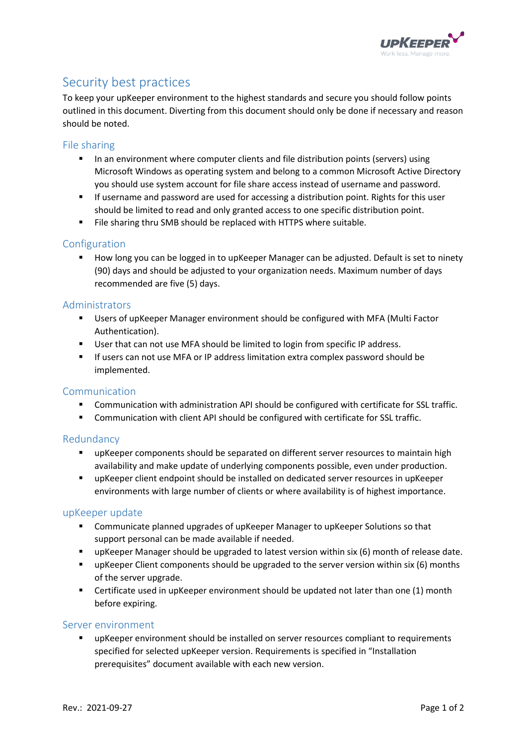# Security best practices

To keep your upKeeper environment to the highest standards and secure you should follow points outlined in this document. Diverting from this document should only be done if necessary and reason should be noted.

## File sharing

- In an environment where computer clients and file distribution points (servers) using Microsoft Windows as operating system and belong to a common Microsoft Active Directory you should use system account for file share access instead of username and password.
- If username and password are used for accessing a distribution point. Rights for this user should be limited to read and only granted access to one specific distribution point.
- File sharing thru SMB should be replaced with HTTPS where suitable.

## Configuration

- How long you can be logged in to upKeeper Manager can be adjusted. Default is set to ninety (90) days and should be adjusted to your organization needs. Maximum number of days recommended are five (5) days.

## Administrators

- Users of upKeeper Manager environment should be configured with MFA (Multi Factor Authentication).
- User that can not use MFA should be limited to login from specific IP address.
- If users can not use MFA or IP address limitation extra complex password should be implemented.

## Communication

- Communication with administration API should be configured with certificate for SSL traffic.
- Communication with client API should be configured with certificate for SSL traffic.

## Redundancy

- upKeeper components should be separated on different server resources to maintain high availability and make update of underlying components possible, even under production.
- upKeeper client endpoint should be installed on dedicated server resources in upKeeper environments with large number of clients or where availability is of highest importance.

## upKeeper update

- Communicate planned upgrades of upKeeper Manager to upKeeper Solutions so that support personal can be made available if needed.
- upKeeper Manager should be upgraded to latest version within six (6) month of release date.
- upKeeper Client components should be upgraded to the server version within six (6) months of the server upgrade.
- Certificate used in upKeeper environment should be updated not later than one (1) month before expiring.

## Server environment

- upKeeper environment should be installed on server resources compliant to requirements specified for selected upKeeper version. Requirements is specified in "Installation prerequisites" document available with each new version.

Rev.: 2021-09-27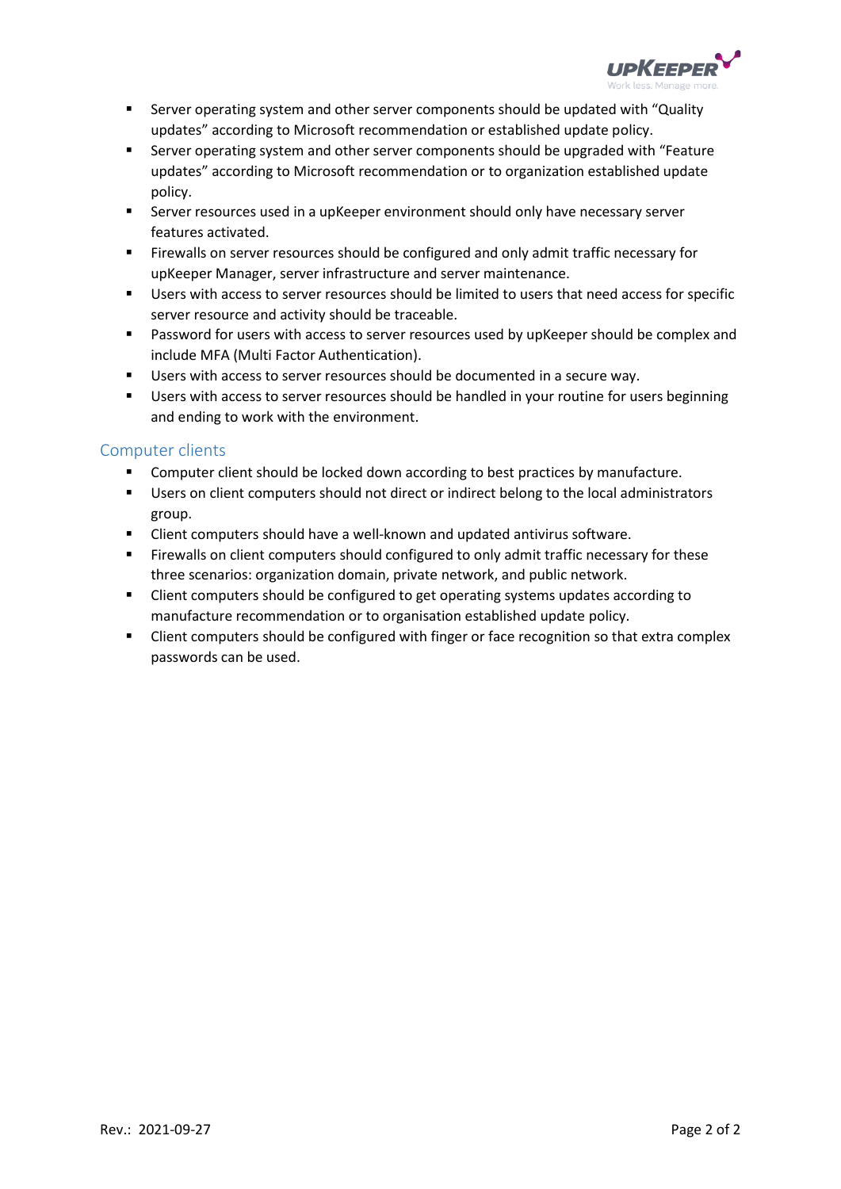- Server operating system and other server components should be updated with "Quality updates" according to Microsoft recommendation or established update policy.
- Server operating system and other server components should be upgraded with "Feature updates" according to Microsoft recommendation or to organization established update policy.
- Server resources used in a upKeeper environment should only have necessary server features activated.
- Firewalls on server resources should be configured and only admit traffic necessary for upKeeper Manager, server infrastructure and server maintenance.
- Users with access to server resources should be limited to users that need access for specific server resource and activity should be traceable.
- Password for users with access to server resources used by upKeeper should be complex and include MFA (Multi Factor Authentication).
- Users with access to server resources should be documented in a secure way.
- Users with access to server resources should be handled in your routine for users beginning and ending to work with the environment.

## Computer clients

- Computer client should be locked down according to best practices by manufacture.
- Users on client computers should not direct or indirect belong to the local administrators group.
- Client computers should have a well-known and updated antivirus software.
- Firewalls on client computers should configured to only admit traffic necessary for these three scenarios: organization domain, private network, and public network.
- Client computers should be configured to get operating systems updates according to manufacture recommendation or to organisation established update policy.
- Client computers should be configured with finger or face recognition so that extra complex passwords can be used.

Rev.: 2021-09-27